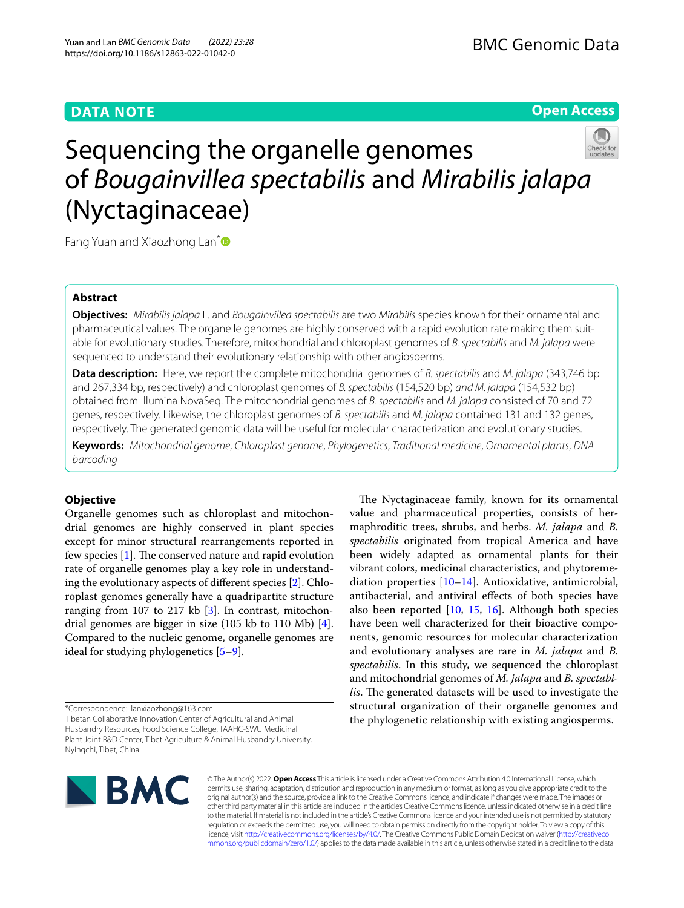DATA NOTE

Open Access

# Sequencing the organelle genomes of *Bougainvillea spectabilis* and *Mirabilis jalapa* (Nyctaginaceae)

Fang Yuan and Xiaozhong Lan*

## Abstract

**Objectives:** *Mirabilis jalapa* L. and *Bougainvillea spectabilis* are two *Mirabilis* species known for their ornamental and pharmaceutical values. The organelle genomes are highly conserved with a rapid evolution rate making them suitable for evolutionary studies. Therefore, mitochondrial and chloroplast genomes of *B. spectabilis* and *M. jalapa* were sequenced to understand their evolutionary relationship with other angiosperms.

**Data description:** Here, we report the complete mitochondrial genomes of *B. spectabilis* and *M. jalapa* (343,746 bp and 267,334 bp, respectively) and chloroplast genomes of *B. spectabilis* (154,520 bp) *and M. jalapa* (154,532 bp) obtained from Illumina NovaSeq. The mitochondrial genomes of *B. spectabilis* and *M. jalapa* consisted of 70 and 72 genes, respectively. Likewise, the chloroplast genomes of *B. spectabilis* and *M. jalapa* contained 131 and 132 genes, respectively. The generated genomic data will be useful for molecular characterization and evolutionary studies.

**Keywords:** *Mitochondrial genome*, *Chloroplast genome*, *Phylogenetics*, *Traditional medicine*, *Ornamental plants*, *DNA barcoding*

## Objective

Organelle genomes such as chloroplast and mitochondrial genomes are highly conserved in plant species except for minor structural rearrangements reported in few species [1]. The conserved nature and rapid evolution rate of organelle genomes play a key role in understanding the evolutionary aspects of different species [2]. Chloroplast genomes generally have a quadripartite structure ranging from 107 to 217 kb [3]. In contrast, mitochondrial genomes are bigger in size (105 kb to 110 Mb) [4]. Compared to the nucleic genome, organelle genomes are ideal for studying phylogenetics [5–9].

The Nyctaginaceae family, known for its ornamental value and pharmaceutical properties, consists of hermaphroditic trees, shrubs, and herbs. *M. jalapa* and *B. spectabilis* originated from tropical America and have been widely adapted as ornamental plants for their vibrant colors, medicinal characteristics, and phytoremediation properties [10–14]. Antioxidative, antimicrobial, antibacterial, and antiviral effects of both species have also been reported [10, 15, 16]. Although both species have been well characterized for their bioactive components, genomic resources for molecular characterization and evolutionary analyses are rare in *M. jalapa* and *B. spectabilis*. In this study, we sequenced the chloroplast and mitochondrial genomes of *M. jalapa* and *B. spectabilis*. The generated datasets will be used to investigate the structural organization of their organelle genomes and the phylogenetic relationship with existing angiosperms.

*Correspondence: lanxiaozhong@163.com
Tibetan Collaborative Innovation Center of Agricultural and Animal Husbandry Resources, Food Science College, TAAHC-SWU Medicinal Plant Joint R&D Center, Tibet Agriculture & Animal Husbandry University, Nyingchi, Tibet, China

© The Author(s) 2022. **Open Access** This article is licensed under a Creative Commons Attribution 4.0 International License, which permits use, sharing, adaptation, distribution and reproduction in any medium or format, as long as you give appropriate credit to the original author(s) and the source, provide a link to the Creative Commons licence, and indicate if changes were made. The images or other third party material in this article are included in the article's Creative Commons licence, unless indicated otherwise in a credit line to the material. If material is not included in the article's Creative Commons licence and your intended use is not permitted by statutory regulation or exceeds the permitted use, you will need to obtain permission directly from the copyright holder. To view a copy of this licence, visit http://creativecommons.org/licenses/by/4.0/. The Creative Commons Public Domain Dedication waiver (http://creativecommons.org/publicdomain/zero/1.0/) applies to the data made available in this article, unless otherwise stated in a credit line to the data.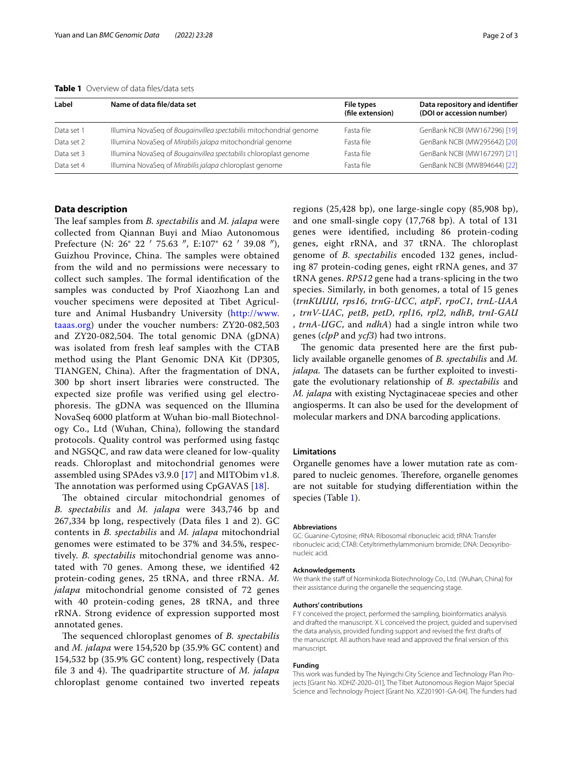**Table 1** Overview of data files/data sets

| Label | Name of data file/data set | File types (file extension) | Data repository and identifier (DOI or accession number) |
|---|---|---|---|
| Data set 1 | Illumina NovaSeq of *Bougainvillea spectabilis* mitochondrial genome | Fasta file | GenBank NCBI (MW167296) [19] |
| Data set 2 | Illumina NovaSeq of *Mirabilis jalapa* mitochondrial genome | Fasta file | GenBank NCBI (MW295642) [20] |
| Data set 3 | Illumina NovaSeq of *Bougainvillea spectabilis* chloroplast genome | Fasta file | GenBank NCBI (MW167297) [21] |
| Data set 4 | Illumina NovaSeq of *Mirabilis jalapa* chloroplast genome | Fasta file | GenBank NCBI (MW894644) [22] |

## Data description

The leaf samples from *B. spectabilis* and *M. jalapa* were collected from Qiannan Buyi and Miao Autonomous Prefecture (N: 26° 22 ′ 75.63 ″, E:107° 62 ′ 39.08 ″), Guizhou Province, China. The samples were obtained from the wild and no permissions were necessary to collect such samples. The formal identification of the samples was conducted by Prof Xiaozhong Lan and voucher specimens were deposited at Tibet Agriculture and Animal Husbandry University (http://www.taaas.org) under the voucher numbers: ZY20-082,503 and ZY20-082,504. The total genomic DNA (gDNA) was isolated from fresh leaf samples with the CTAB method using the Plant Genomic DNA Kit (DP305, TIANGEN, China). After the fragmentation of DNA, 300 bp short insert libraries were constructed. The expected size profile was verified using gel electrophoresis. The gDNA was sequenced on the Illumina NovaSeq 6000 platform at Wuhan bio-mall Biotechnology Co., Ltd (Wuhan, China), following the standard protocols. Quality control was performed using fastqc and NGSQC, and raw data were cleaned for low-quality reads. Chloroplast and mitochondrial genomes were assembled using SPAdes v3.9.0 [17] and MITObim v1.8. The annotation was performed using CpGAVAS [18].

The obtained circular mitochondrial genomes of *B. spectabilis* and *M. jalapa* were 343,746 bp and 267,334 bp long, respectively (Data files 1 and 2). GC contents in *B. spectabilis* and *M. jalapa* mitochondrial genomes were estimated to be 37% and 34.5%, respectively. *B. spectabilis* mitochondrial genome was annotated with 70 genes. Among these, we identified 42 protein-coding genes, 25 tRNA, and three rRNA. *M. jalapa* mitochondrial genome consisted of 72 genes with 40 protein-coding genes, 28 tRNA, and three rRNA. Strong evidence of expression supported most annotated genes.

The sequenced chloroplast genomes of *B. spectabilis* and *M. jalapa* were 154,520 bp (35.9% GC content) and 154,532 bp (35.9% GC content) long, respectively (Data file 3 and 4). The quadripartite structure of *M. jalapa* chloroplast genome contained two inverted repeats regions (25,428 bp), one large-single copy (85,908 bp), and one small-single copy (17,768 bp). A total of 131 genes were identified, including 86 protein-coding genes, eight rRNA, and 37 tRNA. The chloroplast genome of *B. spectabilis* encoded 132 genes, including 87 protein-coding genes, eight rRNA genes, and 37 tRNA genes. *RPS12* gene had a trans-splicing in the two species. Similarly, in both genomes, a total of 15 genes (*trnKUUU*, *rps16*, *trnG-UCC*, *atpF*, *rpoC1*, *trnL-UAA* , *trnV-UAC*, *petB*, *petD*, *rpl16*, *rpl2*, *ndhB*, *trnI-GAU* , *trnA-UGC*, and *ndhA*) had a single intron while two genes (*clpP* and *ycf3*) had two introns.

The genomic data presented here are the first publicly available organelle genomes of *B. spectabilis* and *M. jalapa.* The datasets can be further exploited to investigate the evolutionary relationship of *B. spectabilis* and *M. jalapa* with existing Nyctaginaceae species and other angiosperms. It can also be used for the development of molecular markers and DNA barcoding applications.

## Limitations

Organelle genomes have a lower mutation rate as compared to nucleic genomes. Therefore, organelle genomes are not suitable for studying differentiation within the species (Table 1).

### Abbreviations

GC: Guanine-Cytosine; rRNA: Ribosomal ribonucleic acid; tRNA: Transfer ribonucleic acid; CTAB: Cetyltrimethylammonium bromide; DNA: Deoxyribonucleic acid.

### Acknowledgements

We thank the staff of Norminkoda Biotechnology Co., Ltd. (Wuhan, China) for their assistance during the organelle the sequencing stage.

### Authors' contributions

F Y conceived the project, performed the sampling, bioinformatics analysis and drafted the manuscript. X L conceived the project, guided and supervised the data analysis, provided funding support and revised the first drafts of the manuscript. All authors have read and approved the final version of this manuscript.

### Funding

This work was funded by The Nyingchi City Science and Technology Plan Projects [Grant No. XDHZ-2020–01], The Tibet Autonomous Region Major Special Science and Technology Project [Grant No. XZ201901-GA-04]. The funders had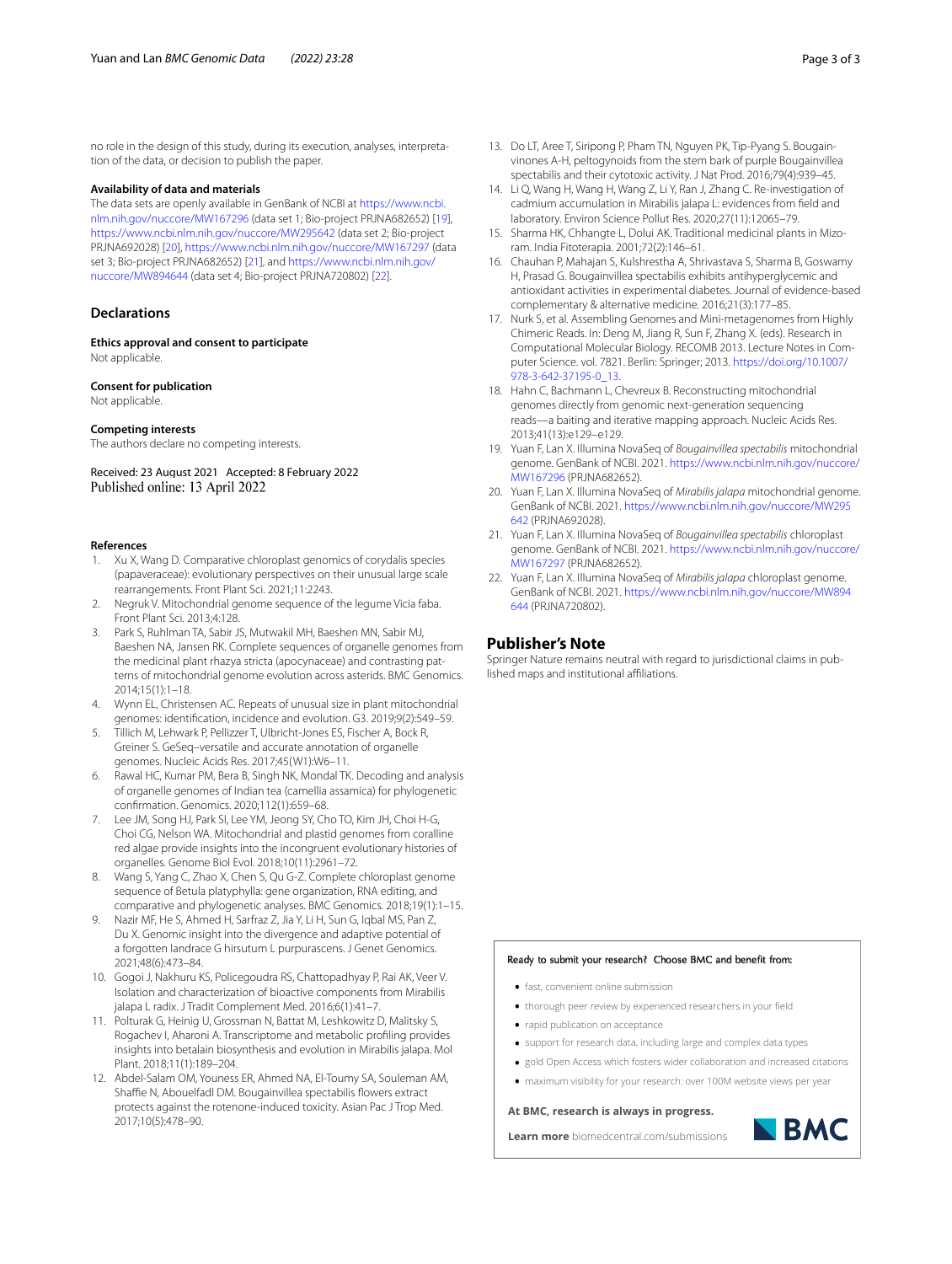no role in the design of this study, during its execution, analyses, interpretation of the data, or decision to publish the paper.

### Availability of data and materials

The data sets are openly available in GenBank of NCBI at https://www.ncbi.nlm.nih.gov/nuccore/MW167296 (data set 1; Bio-project PRJNA682652) [19], https://www.ncbi.nlm.nih.gov/nuccore/MW295642 (data set 2; Bio-project PRJNA692028) [20], https://www.ncbi.nlm.nih.gov/nuccore/MW167297 (data set 3; Bio-project PRJNA682652) [21], and https://www.ncbi.nlm.nih.gov/nuccore/MW894644 (data set 4; Bio-project PRJNA720802) [22].

## Declarations

### Ethics approval and consent to participate

Not applicable.

### Consent for publication

Not applicable.

### Competing interests

The authors declare no competing interests.

Received: 23 August 2021 Accepted: 8 February 2022
Published online: 13 April 2022

### References

1. Xu X, Wang D. Comparative chloroplast genomics of corydalis species (papaveraceae): evolutionary perspectives on their unusual large scale rearrangements. Front Plant Sci. 2021;11:2243.
2. Negruk V. Mitochondrial genome sequence of the legume Vicia faba. Front Plant Sci. 2013;4:128.
3. Park S, Ruhlman TA, Sabir JS, Mutwakil MH, Baeshen MN, Sabir MJ, Baeshen NA, Jansen RK. Complete sequences of organelle genomes from the medicinal plant rhazya stricta (apocynaceae) and contrasting patterns of mitochondrial genome evolution across asterids. BMC Genomics. 2014;15(1):1–18.
4. Wynn EL, Christensen AC. Repeats of unusual size in plant mitochondrial genomes: identification, incidence and evolution. G3. 2019;9(2):549–59.
5. Tillich M, Lehwark P, Pellizzer T, Ulbricht-Jones ES, Fischer A, Bock R, Greiner S. GeSeq–versatile and accurate annotation of organelle genomes. Nucleic Acids Res. 2017;45(W1):W6–11.
6. Rawal HC, Kumar PM, Bera B, Singh NK, Mondal TK. Decoding and analysis of organelle genomes of Indian tea (camellia assamica) for phylogenetic confirmation. Genomics. 2020;112(1):659–68.
7. Lee JM, Song HJ, Park SI, Lee YM, Jeong SY, Cho TO, Kim JH, Choi H-G, Choi CG, Nelson WA. Mitochondrial and plastid genomes from coralline red algae provide insights into the incongruent evolutionary histories of organelles. Genome Biol Evol. 2018;10(11):2961–72.
8. Wang S, Yang C, Zhao X, Chen S, Qu G-Z. Complete chloroplast genome sequence of Betula platyphylla: gene organization, RNA editing, and comparative and phylogenetic analyses. BMC Genomics. 2018;19(1):1–15.
9. Nazir MF, He S, Ahmed H, Sarfraz Z, Jia Y, Li H, Sun G, Iqbal MS, Pan Z, Du X. Genomic insight into the divergence and adaptive potential of a forgotten landrace G hirsutum L purpurascens. J Genet Genomics. 2021;48(6):473–84.
10. Gogoi J, Nakhuru KS, Policegoudra RS, Chattopadhyay P, Rai AK, Veer V. Isolation and characterization of bioactive components from Mirabilis jalapa L radix. J Tradit Complement Med. 2016;6(1):41–7.
11. Polturak G, Heinig U, Grossman N, Battat M, Leshkowitz D, Malitsky S, Rogachev I, Aharoni A. Transcriptome and metabolic profiling provides insights into betalain biosynthesis and evolution in Mirabilis jalapa. Mol Plant. 2018;11(1):189–204.
12. Abdel-Salam OM, Youness ER, Ahmed NA, El-Toumy SA, Souleman AM, Shaffie N, Abouelfadl DM. Bougainvillea spectabilis flowers extract protects against the rotenone-induced toxicity. Asian Pac J Trop Med. 2017;10(5):478–90.
13. Do LT, Aree T, Siripong P, Pham TN, Nguyen PK, Tip-Pyang S. Bougainvinones A-H, peltogynoids from the stem bark of purple Bougainvillea spectabilis and their cytotoxic activity. J Nat Prod. 2016;79(4):939–45.
14. Li Q, Wang H, Wang H, Wang Z, Li Y, Ran J, Zhang C. Re-investigation of cadmium accumulation in Mirabilis jalapa L: evidences from field and laboratory. Environ Science Pollut Res. 2020;27(11):12065–79.
15. Sharma HK, Chhangte L, Dolui AK. Traditional medicinal plants in Mizoram. India Fitoterapia. 2001;72(2):146–61.
16. Chauhan P, Mahajan S, Kulshrestha A, Shrivastava S, Sharma B, Goswamy H, Prasad G. Bougainvillea spectabilis exhibits antihyperglycemic and antioxidant activities in experimental diabetes. Journal of evidence-based complementary & alternative medicine. 2016;21(3):177–85.
17. Nurk S, et al. Assembling Genomes and Mini-metagenomes from Highly Chimeric Reads. In: Deng M, Jiang R, Sun F, Zhang X. (eds). Research in Computational Molecular Biology. RECOMB 2013. Lecture Notes in Computer Science. vol. 7821. Berlin: Springer; 2013. https://doi.org/10.1007/978-3-642-37195-0_13.
18. Hahn C, Bachmann L, Chevreux B. Reconstructing mitochondrial genomes directly from genomic next-generation sequencing reads—a baiting and iterative mapping approach. Nucleic Acids Res. 2013;41(13):e129–e129.
19. Yuan F, Lan X. Illumina NovaSeq of *Bougainvillea spectabilis* mitochondrial genome. GenBank of NCBI. 2021. https://www.ncbi.nlm.nih.gov/nuccore/MW167296 (PRJNA682652).
20. Yuan F, Lan X. Illumina NovaSeq of *Mirabilis jalapa* mitochondrial genome. GenBank of NCBI. 2021. https://www.ncbi.nlm.nih.gov/nuccore/MW295642 (PRJNA692028).
21. Yuan F, Lan X. Illumina NovaSeq of *Bougainvillea spectabilis* chloroplast genome. GenBank of NCBI. 2021. https://www.ncbi.nlm.nih.gov/nuccore/MW167297 (PRJNA682652).
22. Yuan F, Lan X. Illumina NovaSeq of *Mirabilis jalapa* chloroplast genome. GenBank of NCBI. 2021. https://www.ncbi.nlm.nih.gov/nuccore/MW894644 (PRJNA720802).

## Publisher's Note

Springer Nature remains neutral with regard to jurisdictional claims in published maps and institutional affiliations.

Ready to submit your research? Choose BMC and benefit from:

- fast, convenient online submission
- thorough peer review by experienced researchers in your field
- rapid publication on acceptance
- support for research data, including large and complex data types
- gold Open Access which fosters wider collaboration and increased citations
- maximum visibility for your research: over 100M website views per year

**At BMC, research is always in progress.**

**Learn more** biomedcentral.com/submissions

BMC